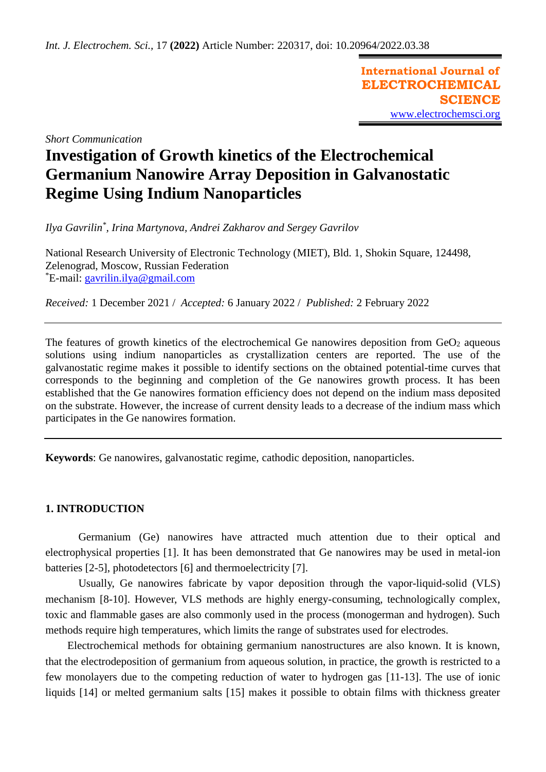*Short Communication*

# Investigation of Growth kinetics of the Electrochemical Germanium Nanowire Array Deposition in Galvanostatic Regime Using Indium Nanoparticles

*Ilya Gavrilin[*], Irina Martynova, Andrei Zakharov and Sergey Gavrilov*

National Research University of Electronic Technology (MIET), Bld. 1, Shokin Square, 124498, Zelenograd, Moscow, Russian Federation
[*]E-mail: gavrilin.ilya@gmail.com

*Received:* 1 December 2021 / *Accepted:* 6 January 2022 / *Published:* 2 February 2022

---

The features of growth kinetics of the electrochemical Ge nanowires deposition from $GeO_2$ aqueous solutions using indium nanoparticles as crystallization centers are reported. The use of the galvanostatic regime makes it possible to identify sections on the obtained potential-time curves that corresponds to the beginning and completion of the Ge nanowires growth process. It has been established that the Ge nanowires formation efficiency does not depend on the indium mass deposited on the substrate. However, the increase of current density leads to a decrease of the indium mass which participates in the Ge nanowires formation.

---

**Keywords**: Ge nanowires, galvanostatic regime, cathodic deposition, nanoparticles.

## 1. INTRODUCTION

Germanium (Ge) nanowires have attracted much attention due to their optical and electrophysical properties [1]. It has been demonstrated that Ge nanowires may be used in metal-ion batteries [2-5], photodetectors [6] and thermoelectricity [7].

Usually, Ge nanowires fabricate by vapor deposition through the vapor-liquid-solid (VLS) mechanism [8-10]. However, VLS methods are highly energy-consuming, technologically complex, toxic and flammable gases are also commonly used in the process (monogerman and hydrogen). Such methods require high temperatures, which limits the range of substrates used for electrodes.

Electrochemical methods for obtaining germanium nanostructures are also known. It is known, that the electrodeposition of germanium from aqueous solution, in practice, the growth is restricted to a few monolayers due to the competing reduction of water to hydrogen gas [11-13]. The use of ionic liquids [14] or melted germanium salts [15] makes it possible to obtain films with thickness greater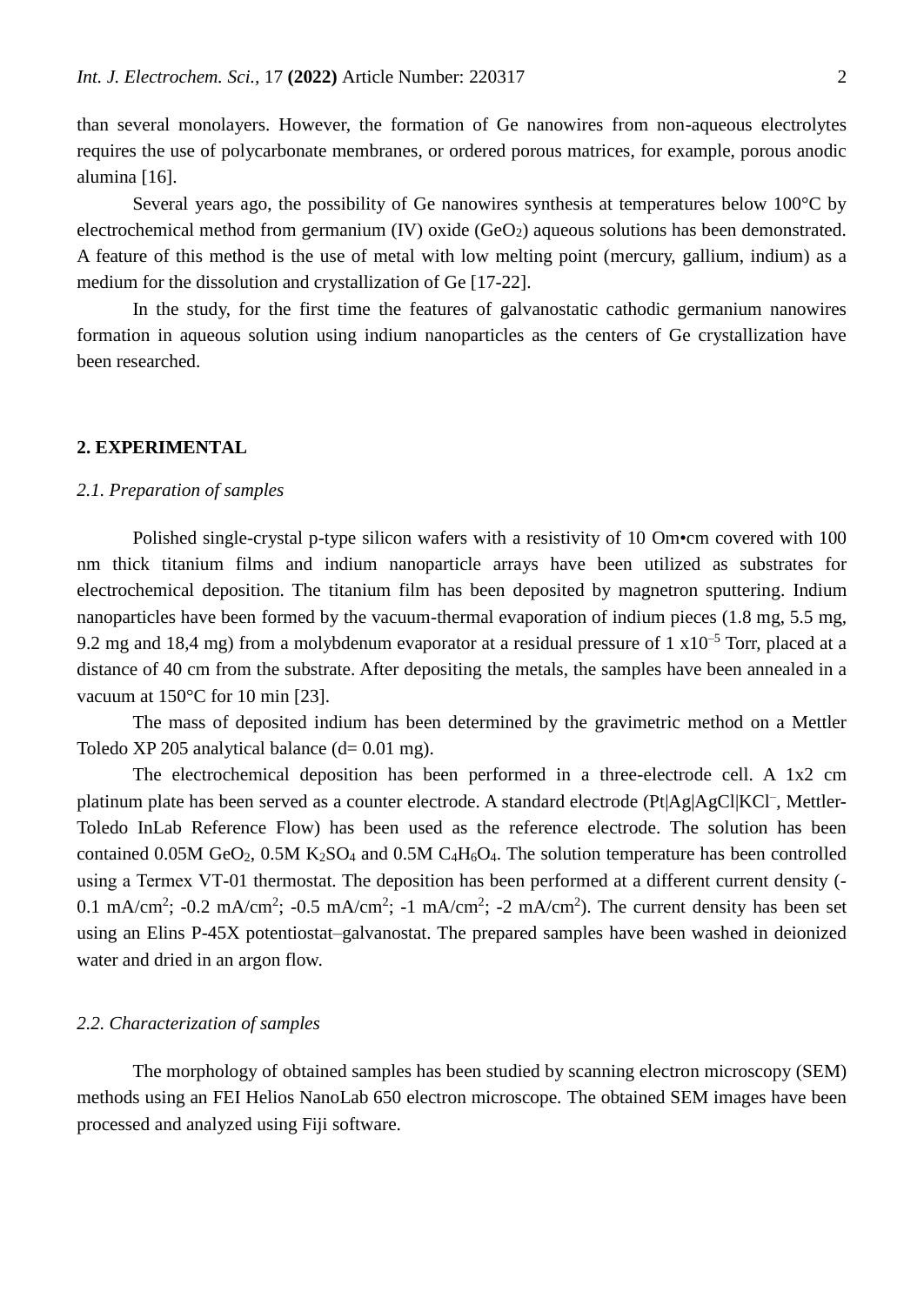than several monolayers. However, the formation of Ge nanowires from non-aqueous electrolytes requires the use of polycarbonate membranes, or ordered porous matrices, for example, porous anodic alumina [16].

Several years ago, the possibility of Ge nanowires synthesis at temperatures below 100°C by electrochemical method from germanium (IV) oxide ($GeO_2$) aqueous solutions has been demonstrated. A feature of this method is the use of metal with low melting point (mercury, gallium, indium) as a medium for the dissolution and crystallization of Ge [17-22].

In the study, for the first time the features of galvanostatic cathodic germanium nanowires formation in aqueous solution using indium nanoparticles as the centers of Ge crystallization have been researched.

## 2. EXPERIMENTAL

### *2.1. Preparation of samples*

Polished single-crystal p-type silicon wafers with a resistivity of 10 Om•cm covered with 100 nm thick titanium films and indium nanoparticle arrays have been utilized as substrates for electrochemical deposition. The titanium film has been deposited by magnetron sputtering. Indium nanoparticles have been formed by the vacuum-thermal evaporation of indium pieces (1.8 mg, 5.5 mg, 9.2 mg and 18,4 mg) from a molybdenum evaporator at a residual pressure of 1 $x10^{-5}$ Torr, placed at a distance of 40 cm from the substrate. After depositing the metals, the samples have been annealed in a vacuum at 150°C for 10 min [23].

The mass of deposited indium has been determined by the gravimetric method on a Mettler Toledo XP 205 analytical balance (d= 0.01 mg).

The electrochemical deposition has been performed in a three-electrode cell. A 1x2 cm platinum plate has been served as a counter electrode. A standard electrode (Pt|Ag|AgCl|$KCl^-$, Mettler-Toledo InLab Reference Flow) has been used as the reference electrode. The solution has been contained 0.05M $GeO_2$, 0.5M $K_2SO_4$ and 0.5M $C_4H_6O_4$. The solution temperature has been controlled using a Termex VT-01 thermostat. The deposition has been performed at a different current density (-0.1 $mA/cm^2$; -0.2 $mA/cm^2$; -0.5 $mA/cm^2$; -1 $mA/cm^2$; -2 $mA/cm^2$). The current density has been set using an Elins P-45X potentiostat–galvanostat. The prepared samples have been washed in deionized water and dried in an argon flow.

### *2.2. Characterization of samples*

The morphology of obtained samples has been studied by scanning electron microscopy (SEM) methods using an FEI Helios NanoLab 650 electron microscope. The obtained SEM images have been processed and analyzed using Fiji software.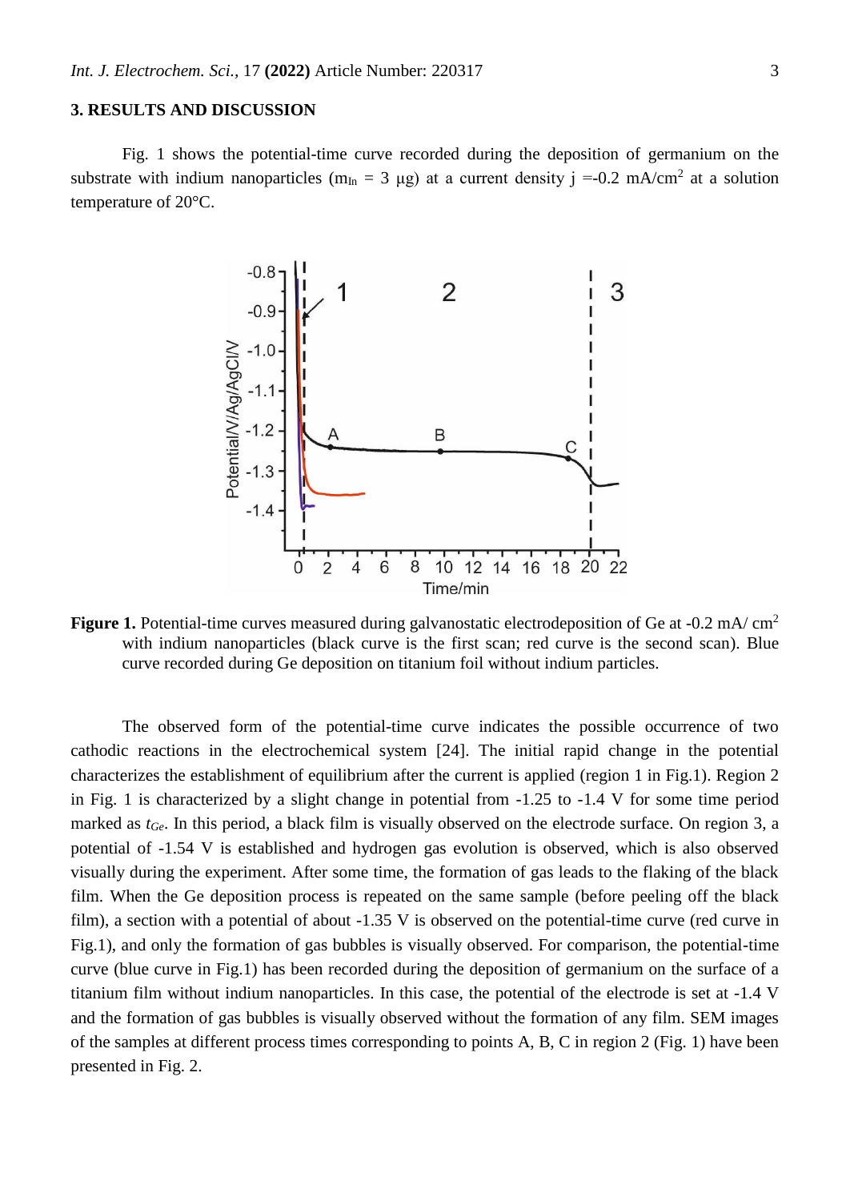## 3. RESULTS AND DISCUSSION

Fig. 1 shows the potential-time curve recorded during the deposition of germanium on the substrate with indium nanoparticles ($m_{In}$ = 3 μg) at a current density j =-0.2 mA/cm$^2$ at a solution temperature of 20°C.

**Figure 1.** Potential-time curves measured during galvanostatic electrodeposition of Ge at -0.2 mA/ cm$^2$ with indium nanoparticles (black curve is the first scan; red curve is the second scan). Blue curve recorded during Ge deposition on titanium foil without indium particles.

The observed form of the potential-time curve indicates the possible occurrence of two cathodic reactions in the electrochemical system [24]. The initial rapid change in the potential characterizes the establishment of equilibrium after the current is applied (region 1 in Fig.1). Region 2 in Fig. 1 is characterized by a slight change in potential from -1.25 to -1.4 V for some time period marked as $t_{Ge}$. In this period, a black film is visually observed on the electrode surface. On region 3, a potential of -1.54 V is established and hydrogen gas evolution is observed, which is also observed visually during the experiment. After some time, the formation of gas leads to the flaking of the black film. When the Ge deposition process is repeated on the same sample (before peeling off the black film), a section with a potential of about -1.35 V is observed on the potential-time curve (red curve in Fig.1), and only the formation of gas bubbles is visually observed. For comparison, the potential-time curve (blue curve in Fig.1) has been recorded during the deposition of germanium on the surface of a titanium film without indium nanoparticles. In this case, the potential of the electrode is set at -1.4 V and the formation of gas bubbles is visually observed without the formation of any film. SEM images of the samples at different process times corresponding to points A, B, C in region 2 (Fig. 1) have been presented in Fig. 2.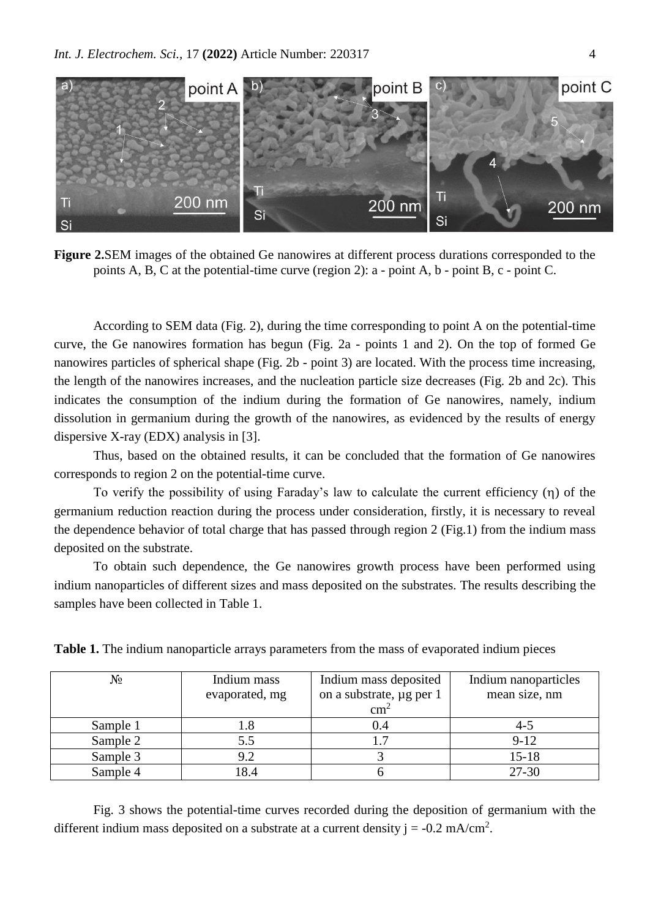**Figure 2.**SEM images of the obtained Ge nanowires at different process durations corresponded to the points A, B, C at the potential-time curve (region 2): a - point A, b - point B, c - point C.

According to SEM data (Fig. 2), during the time corresponding to point A on the potential-time curve, the Ge nanowires formation has begun (Fig. 2a - points 1 and 2). On the top of formed Ge nanowires particles of spherical shape (Fig. 2b - point 3) are located. With the process time increasing, the length of the nanowires increases, and the nucleation particle size decreases (Fig. 2b and 2c). This indicates the consumption of the indium during the formation of Ge nanowires, namely, indium dissolution in germanium during the growth of the nanowires, as evidenced by the results of energy dispersive X-ray (EDX) analysis in [3].

Thus, based on the obtained results, it can be concluded that the formation of Ge nanowires corresponds to region 2 on the potential-time curve.

To verify the possibility of using Faraday's law to calculate the current efficiency ($\eta$) of the germanium reduction reaction during the process under consideration, firstly, it is necessary to reveal the dependence behavior of total charge that has passed through region 2 (Fig.1) from the indium mass deposited on the substrate.

To obtain such dependence, the Ge nanowires growth process have been performed using indium nanoparticles of different sizes and mass deposited on the substrates. The results describing the samples have been collected in Table 1.

**Table 1.** The indium nanoparticle arrays parameters from the mass of evaporated indium pieces

| № | Indium mass evaporated, mg | Indium mass deposited on a substrate, µg per 1 $cm^2$ | Indium nanoparticles mean size, nm |
|---|---|---|---|
| Sample 1 | 1.8 | 0.4 | 4-5 |
| Sample 2 | 5.5 | 1.7 | 9-12 |
| Sample 3 | 9.2 | 3 | 15-18 |
| Sample 4 | 18.4 | 6 | 27-30 |

Fig. 3 shows the potential-time curves recorded during the deposition of germanium with the different indium mass deposited on a substrate at a current density $j = -0.2$ mA/$cm^2$.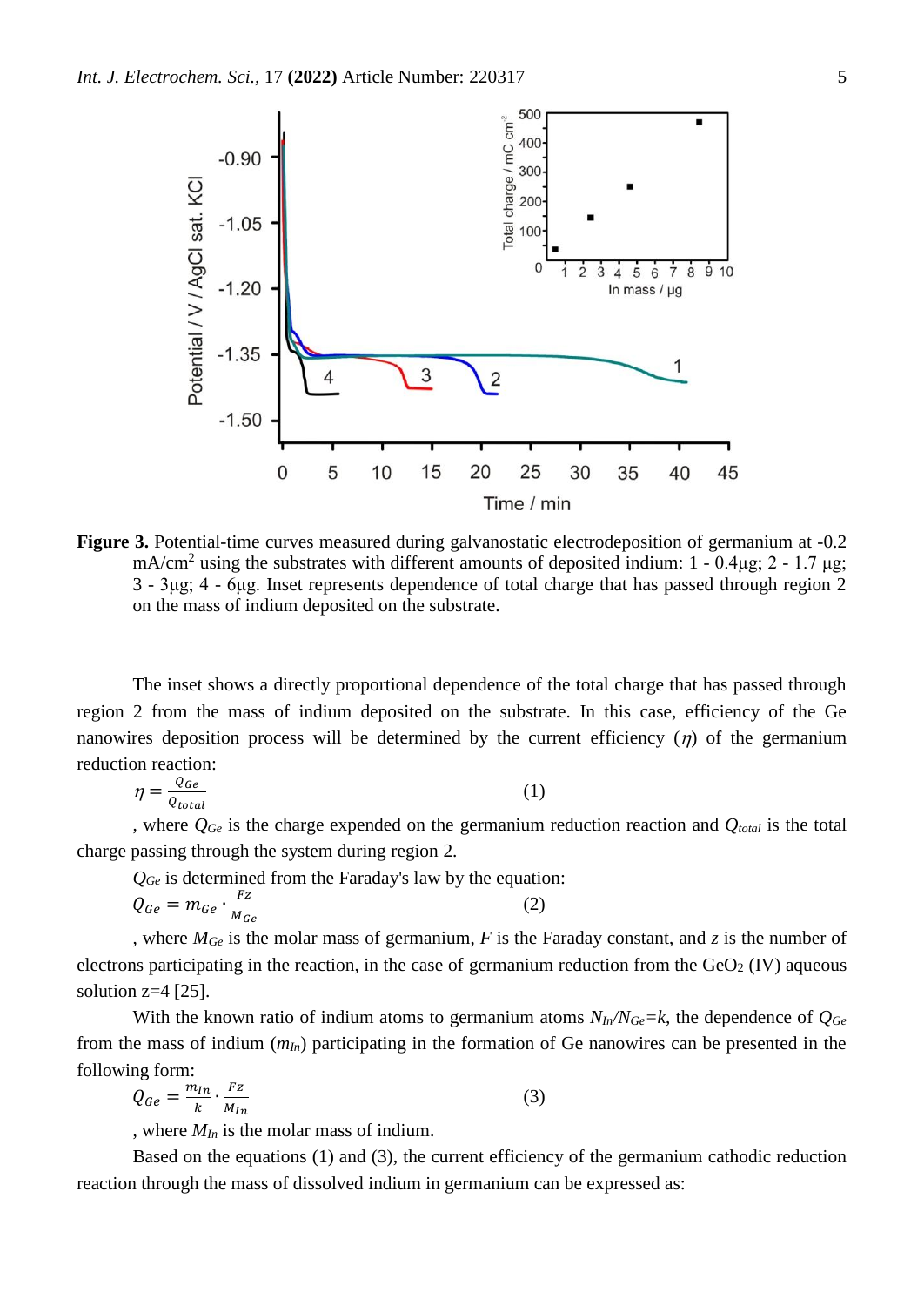**Figure 3.** Potential-time curves measured during galvanostatic electrodeposition of germanium at -0.2 mA/cm$^2$ using the substrates with different amounts of deposited indium: 1 - 0.4μg; 2 - 1.7 μg; 3 - 3μg; 4 - 6μg. Inset represents dependence of total charge that has passed through region 2 on the mass of indium deposited on the substrate.

The inset shows a directly proportional dependence of the total charge that has passed through region 2 from the mass of indium deposited on the substrate. In this case, efficiency of the Ge nanowires deposition process will be determined by the current efficiency ($\eta$) of the germanium reduction reaction:

$$\eta = \frac{Q_{Ge}}{Q_{total}} \tag{1}$$

, where $Q_{Ge}$ is the charge expended on the germanium reduction reaction and $Q_{total}$ is the total charge passing through the system during region 2.

$Q_{Ge}$ is determined from the Faraday's law by the equation:

$$Q_{Ge} = m_{Ge} \cdot \frac{Fz}{M_{Ge}} \tag{2}$$

, where $M_{Ge}$ is the molar mass of germanium, $F$ is the Faraday constant, and $z$ is the number of electrons participating in the reaction, in the case of germanium reduction from the $GeO_2$ (IV) aqueous solution z=4 [25].

With the known ratio of indium atoms to germanium atoms $N_{In}/N_{Ge}=k$, the dependence of $Q_{Ge}$ from the mass of indium ($m_{In}$) participating in the formation of Ge nanowires can be presented in the following form:

$$Q_{Ge} = \frac{m_{In}}{k} \cdot \frac{Fz}{M_{In}} \tag{3}$$

, where $M_{In}$ is the molar mass of indium.

Based on the equations (1) and (3), the current efficiency of the germanium cathodic reduction reaction through the mass of dissolved indium in germanium can be expressed as: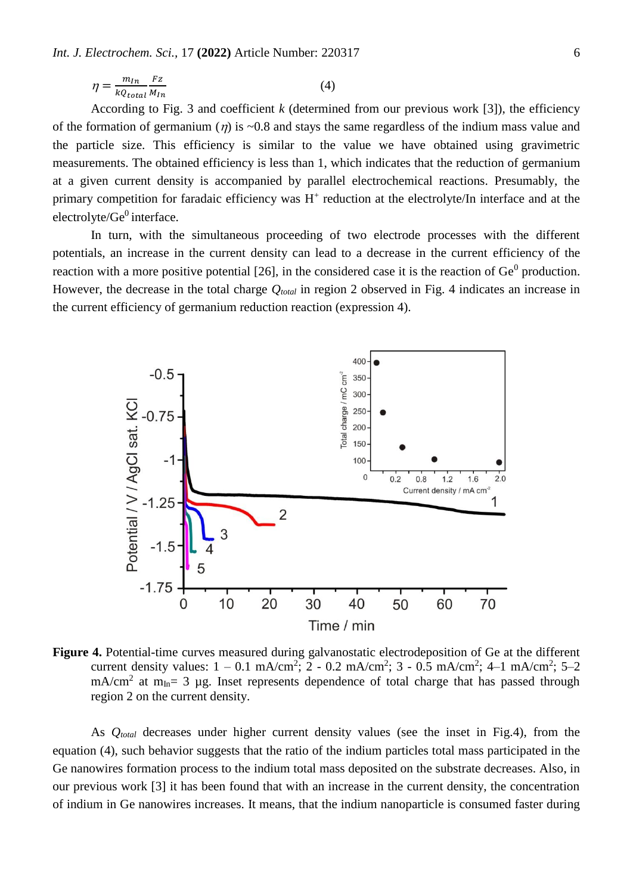$$\eta = \frac{m_{In}}{kQ_{total}} \frac{Fz}{M_{In}} \quad (4)$$

According to Fig. 3 and coefficient $k$ (determined from our previous work [3]), the efficiency of the formation of germanium ($\eta$) is ~0.8 and stays the same regardless of the indium mass value and the particle size. This efficiency is similar to the value we have obtained using gravimetric measurements. The obtained efficiency is less than 1, which indicates that the reduction of germanium at a given current density is accompanied by parallel electrochemical reactions. Presumably, the primary competition for faradaic efficiency was $H^+$ reduction at the electrolyte/In interface and at the electrolyte/$Ge^0$ interface.

In turn, with the simultaneous proceeding of two electrode processes with the different potentials, an increase in the current density can lead to a decrease in the current efficiency of the reaction with a more positive potential [26], in the considered case it is the reaction of $Ge^0$ production. However, the decrease in the total charge $Q_{total}$ in region 2 observed in Fig. 4 indicates an increase in the current efficiency of germanium reduction reaction (expression 4).

**Figure 4.** Potential-time curves measured during galvanostatic electrodeposition of Ge at the different current density values: 1 – 0.1 mA/cm$^2$; 2 - 0.2 mA/cm$^2$; 3 - 0.5 mA/cm$^2$; 4–1 mA/cm$^2$; 5–2 mA/cm$^2$ at $m_{In}$= 3 µg. Inset represents dependence of total charge that has passed through region 2 on the current density.

As $Q_{total}$ decreases under higher current density values (see the inset in Fig.4), from the equation (4), such behavior suggests that the ratio of the indium particles total mass participated in the Ge nanowires formation process to the indium total mass deposited on the substrate decreases. Also, in our previous work [3] it has been found that with an increase in the current density, the concentration of indium in Ge nanowires increases. It means, that the indium nanoparticle is consumed faster during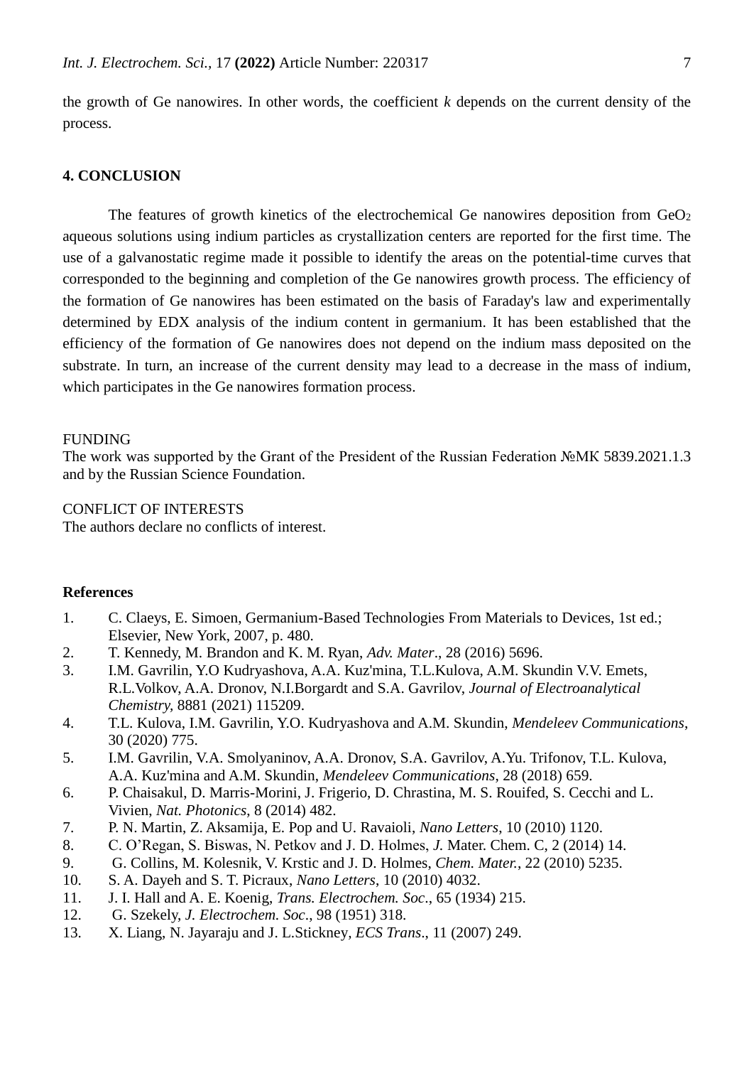the growth of Ge nanowires. In other words, the coefficient *k* depends on the current density of the process.

## 4. CONCLUSION

The features of growth kinetics of the electrochemical Ge nanowires deposition from $GeO_2$ aqueous solutions using indium particles as crystallization centers are reported for the first time. The use of a galvanostatic regime made it possible to identify the areas on the potential-time curves that corresponded to the beginning and completion of the Ge nanowires growth process. The efficiency of the formation of Ge nanowires has been estimated on the basis of Faraday's law and experimentally determined by EDX analysis of the indium content in germanium. It has been established that the efficiency of the formation of Ge nanowires does not depend on the indium mass deposited on the substrate. In turn, an increase of the current density may lead to a decrease in the mass of indium, which participates in the Ge nanowires formation process.

FUNDING
The work was supported by the Grant of the President of the Russian Federation №MK 5839.2021.1.3 and by the Russian Science Foundation.

CONFLICT OF INTERESTS
The authors declare no conflicts of interest.

## References

1. C. Claeys, E. Simoen, Germanium-Based Technologies From Materials to Devices, 1st ed.; Elsevier, New York, 2007, p. 480.
2. T. Kennedy, M. Brandon and K. M. Ryan, *Adv. Mater*., 28 (2016) 5696.
3. I.M. Gavrilin, Y.O Kudryashova, A.A. Kuz'mina, T.L.Kulova, A.M. Skundin V.V. Emets, R.L.Volkov, A.A. Dronov, N.I.Borgardt and S.A. Gavrilov, *Journal of Electroanalytical Chemistry,* 8881 (2021) 115209.
4. T.L. Kulova, I.M. Gavrilin, Y.O. Kudryashova and A.M. Skundin, *Mendeleev Communications*, 30 (2020) 775.
5. I.M. Gavrilin, V.A. Smolyaninov, A.A. Dronov, S.A. Gavrilov, A.Yu. Trifonov, T.L. Kulova, A.A. Kuz'mina and A.M. Skundin, *Mendeleev Communications*, 28 (2018) 659.
6. P. Chaisakul, D. Marris-Morini, J. Frigerio, D. Chrastina, M. S. Rouifed, S. Cecchi and L. Vivien, *Nat. Photonics*, 8 (2014) 482.
7. P. N. Martin, Z. Aksamija, E. Pop and U. Ravaioli, *Nano Letters*, 10 (2010) 1120.
8. C. O'Regan, S. Biswas, N. Petkov and J. D. Holmes, *J.* Mater. Chem. C, 2 (2014) 14.
9. G. Collins, M. Kolesnik, V. Krstic and J. D. Holmes, *Chem. Mater.*, 22 (2010) 5235.
10. S. A. Dayeh and S. T. Picraux, *Nano Letters*, 10 (2010) 4032.
11. J. I. Hall and A. E. Koenig, *Trans. Electrochem. Soc*., 65 (1934) 215.
12. G. Szekely, *J. Electrochem. Soc*., 98 (1951) 318.
13. X. Liang, N. Jayaraju and J. L.Stickney, *ECS Trans*., 11 (2007) 249.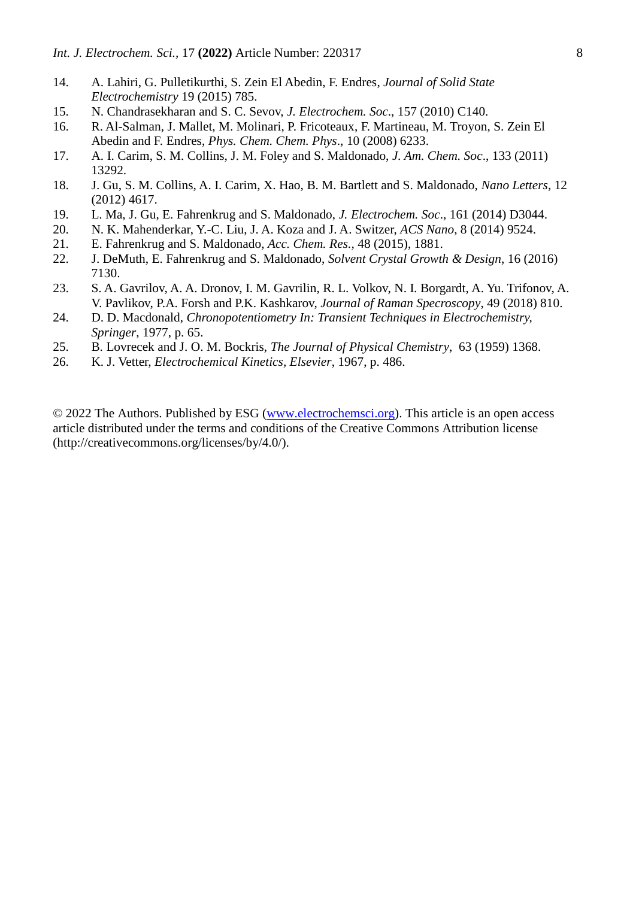14. A. Lahiri, G. Pulletikurthi, S. Zein El Abedin, F. Endres, *Journal of Solid State Electrochemistry* 19 (2015) 785.
15. N. Chandrasekharan and S. C. Sevov, *J. Electrochem. Soc*., 157 (2010) C140.
16. R. Al-Salman, J. Mallet, M. Molinari, P. Fricoteaux, F. Martineau, M. Troyon, S. Zein El Abedin and F. Endres, *Phys. Chem. Chem. Phys*., 10 (2008) 6233.
17. A. I. Carim, S. M. Collins, J. M. Foley and S. Maldonado, *J. Am. Chem. Soc*., 133 (2011) 13292.
18. J. Gu, S. M. Collins, A. I. Carim, X. Hao, B. M. Bartlett and S. Maldonado, *Nano Letters*, 12 (2012) 4617.
19. L. Ma, J. Gu, E. Fahrenkrug and S. Maldonado, *J. Electrochem. Soc*., 161 (2014) D3044.
20. N. K. Mahenderkar, Y.-C. Liu, J. A. Koza and J. A. Switzer, *ACS Nano*, 8 (2014) 9524.
21. E. Fahrenkrug and S. Maldonado, *Acc. Chem. Res.*, 48 (2015), 1881.
22. J. DeMuth, E. Fahrenkrug and S. Maldonado, *Solvent Crystal Growth & Design*, 16 (2016) 7130.
23. S. A. Gavrilov, A. A. Dronov, I. M. Gavrilin, R. L. Volkov, N. I. Borgardt, A. Yu. Trifonov, A. V. Pavlikov, P.A. Forsh and P.K. Kashkarov, *Journal of Raman Specroscopy*, 49 (2018) 810.
24. D. D. Macdonald, *Chronopotentiometry In: Transient Techniques in Electrochemistry, Springer*, 1977, p. 65.
25. B. Lovrecek and J. O. M. Bockris, *The Journal of Physical Chemistry*, 63 (1959) 1368.
26. K. J. Vetter, *Electrochemical Kinetics*, *Elsevier*, 1967, p. 486.

© 2022 The Authors. Published by ESG (www.electrochemsci.org). This article is an open access article distributed under the terms and conditions of the Creative Commons Attribution license (http://creativecommons.org/licenses/by/4.0/).